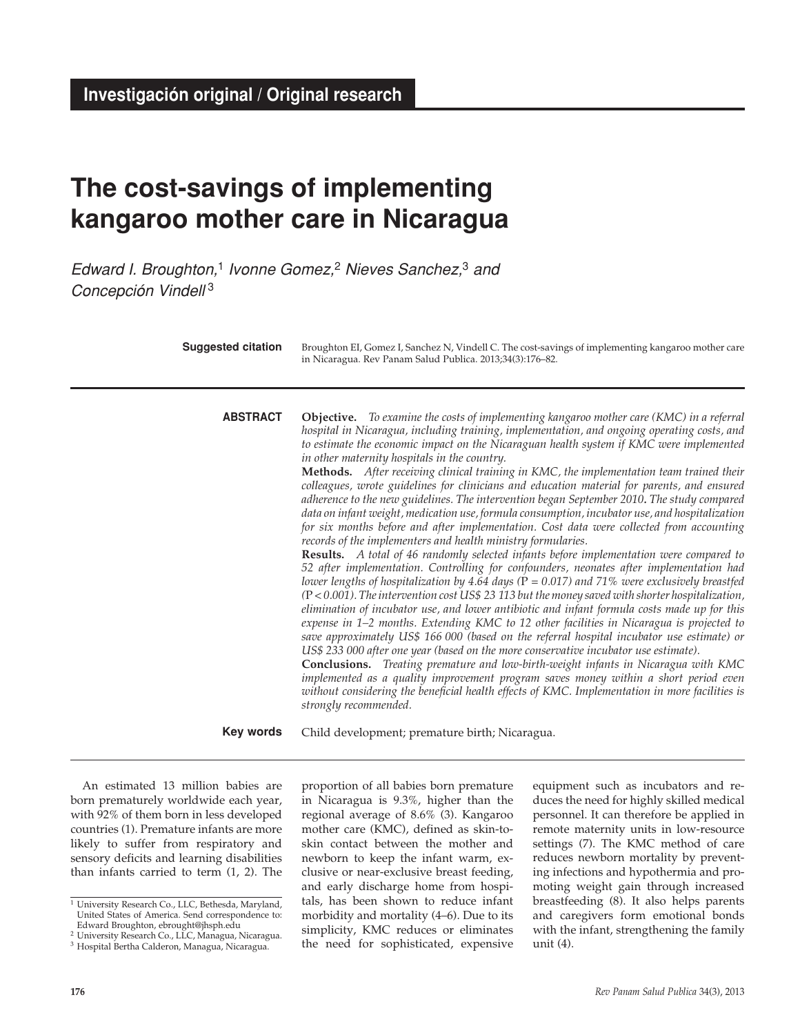**Investigación original / Original research**

# The cost-savings of implementing kangaroo mother care in Nicaragua

*Edward I. Broughton,*[1] *Ivonne Gomez,*[2] *Nieves Sanchez,*[3] *and Concepción Vindell*[3]

**Suggested citation** Broughton EI, Gomez I, Sanchez N, Vindell C. The cost-savings of implementing kangaroo mother care in Nicaragua. Rev Panam Salud Publica. 2013;34(3):176–82.

**ABSTRACT**

**Objective.** *To examine the costs of implementing kangaroo mother care (KMC) in a referral hospital in Nicaragua, including training, implementation, and ongoing operating costs, and to estimate the economic impact on the Nicaraguan health system if KMC were implemented in other maternity hospitals in the country.*

**Methods.** *After receiving clinical training in KMC, the implementation team trained their colleagues, wrote guidelines for clinicians and education material for parents, and ensured adherence to the new guidelines. The intervention began September 2010. The study compared data on infant weight, medication use, formula consumption, incubator use, and hospitalization for six months before and after implementation. Cost data were collected from accounting records of the implementers and health ministry formularies.*

**Results.** *A total of 46 randomly selected infants before implementation were compared to 52 after implementation. Controlling for confounders, neonates after implementation had lower lengths of hospitalization by 4.64 days (*P *= 0.017) and 71% were exclusively breastfed (*P *< 0.001). The intervention cost US$ 23 113 but the money saved with shorter hospitalization, elimination of incubator use, and lower antibiotic and infant formula costs made up for this expense in 1–2 months. Extending KMC to 12 other facilities in Nicaragua is projected to save approximately US$ 166 000 (based on the referral hospital incubator use estimate) or US$ 233 000 after one year (based on the more conservative incubator use estimate).*

**Conclusions.** *Treating premature and low-birth-weight infants in Nicaragua with KMC implemented as a quality improvement program saves money within a short period even without considering the beneficial health effects of KMC. Implementation in more facilities is strongly recommended.*

**Key words** Child development; premature birth; Nicaragua.

An estimated 13 million babies are born prematurely worldwide each year, with 92% of them born in less developed countries (1). Premature infants are more likely to suffer from respiratory and sensory deficits and learning disabilities than infants carried to term (1, 2). The proportion of all babies born premature in Nicaragua is 9.3%, higher than the regional average of 8.6% (3). Kangaroo mother care (KMC), defined as skin-to-skin contact between the mother and newborn to keep the infant warm, exclusive or near-exclusive breast feeding, and early discharge home from hospitals, has been shown to reduce infant morbidity and mortality (4–6). Due to its simplicity, KMC reduces or eliminates the need for sophisticated, expensive equipment such as incubators and reduces the need for highly skilled medical personnel. It can therefore be applied in remote maternity units in low-resource settings (7). The KMC method of care reduces newborn mortality by preventing infections and hypothermia and promoting weight gain through increased breastfeeding (8). It also helps parents and caregivers form emotional bonds with the infant, strengthening the family unit (4).

[1] University Research Co., LLC, Bethesda, Maryland, United States of America. Send correspondence to: Edward Broughton, ebrought@jhsph.edu
[2] University Research Co., LLC, Managua, Nicaragua.
[3] Hospital Bertha Calderon, Managua, Nicaragua.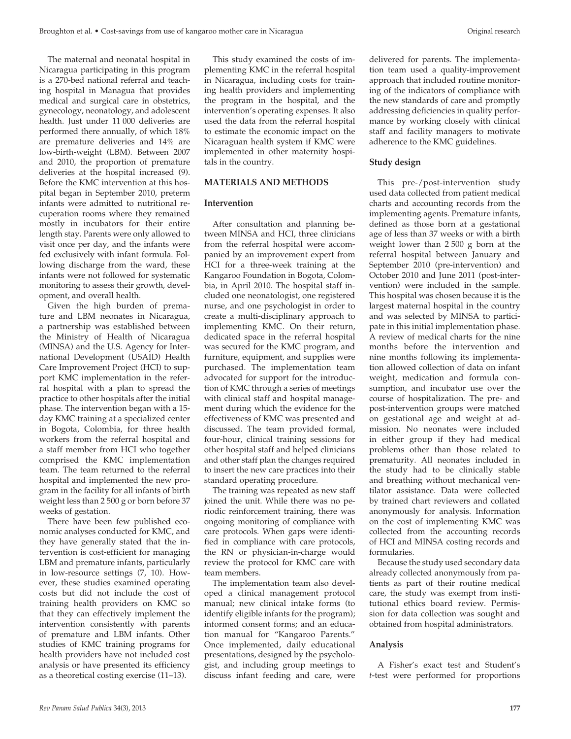The maternal and neonatal hospital in Nicaragua participating in this program is a 270-bed national referral and teaching hospital in Managua that provides medical and surgical care in obstetrics, gynecology, neonatology, and adolescent health. Just under 11 000 deliveries are performed there annually, of which 18% are premature deliveries and 14% are low-birth-weight (LBM). Between 2007 and 2010, the proportion of premature deliveries at the hospital increased (9). Before the KMC intervention at this hospital began in September 2010, preterm infants were admitted to nutritional recuperation rooms where they remained mostly in incubators for their entire length stay. Parents were only allowed to visit once per day, and the infants were fed exclusively with infant formula. Following discharge from the ward, these infants were not followed for systematic monitoring to assess their growth, development, and overall health.

Given the high burden of premature and LBM neonates in Nicaragua, a partnership was established between the Ministry of Health of Nicaragua (MINSA) and the U.S. Agency for International Development (USAID) Health Care Improvement Project (HCI) to support KMC implementation in the referral hospital with a plan to spread the practice to other hospitals after the initial phase. The intervention began with a 15-day KMC training at a specialized center in Bogota, Colombia, for three health workers from the referral hospital and a staff member from HCI who together comprised the KMC implementation team. The team returned to the referral hospital and implemented the new program in the facility for all infants of birth weight less than 2 500 g or born before 37 weeks of gestation.

There have been few published economic analyses conducted for KMC, and they have generally stated that the intervention is cost-efficient for managing LBM and premature infants, particularly in low-resource settings (7, 10). However, these studies examined operating costs but did not include the cost of training health providers on KMC so that they can effectively implement the intervention consistently with parents of premature and LBM infants. Other studies of KMC training programs for health providers have not included cost analysis or have presented its efficiency as a theoretical costing exercise (11–13).

This study examined the costs of implementing KMC in the referral hospital in Nicaragua, including costs for training health providers and implementing the program in the hospital, and the intervention's operating expenses. It also used the data from the referral hospital to estimate the economic impact on the Nicaraguan health system if KMC were implemented in other maternity hospitals in the country.

## MATERIALS AND METHODS

### Intervention

After consultation and planning between MINSA and HCI, three clinicians from the referral hospital were accompanied by an improvement expert from HCI for a three-week training at the Kangaroo Foundation in Bogota, Colombia, in April 2010. The hospital staff included one neonatologist, one registered nurse, and one psychologist in order to create a multi-disciplinary approach to implementing KMC. On their return, dedicated space in the referral hospital was secured for the KMC program, and furniture, equipment, and supplies were purchased. The implementation team advocated for support for the introduction of KMC through a series of meetings with clinical staff and hospital management during which the evidence for the effectiveness of KMC was presented and discussed. The team provided formal, four-hour, clinical training sessions for other hospital staff and helped clinicians and other staff plan the changes required to insert the new care practices into their standard operating procedure.

The training was repeated as new staff joined the unit. While there was no periodic reinforcement training, there was ongoing monitoring of compliance with care protocols. When gaps were identified in compliance with care protocols, the RN or physician-in-charge would review the protocol for KMC care with team members.

The implementation team also developed a clinical management protocol manual; new clinical intake forms (to identify eligible infants for the program); informed consent forms; and an education manual for "Kangaroo Parents." Once implemented, daily educational presentations, designed by the psychologist, and including group meetings to discuss infant feeding and care, were delivered for parents. The implementation team used a quality-improvement approach that included routine monitoring of the indicators of compliance with the new standards of care and promptly addressing deficiencies in quality performance by working closely with clinical staff and facility managers to motivate adherence to the KMC guidelines.

### Study design

This pre-/post-intervention study used data collected from patient medical charts and accounting records from the implementing agents. Premature infants, defined as those born at a gestational age of less than 37 weeks or with a birth weight lower than 2 500 g born at the referral hospital between January and September 2010 (pre-intervention) and October 2010 and June 2011 (post-intervention) were included in the sample. This hospital was chosen because it is the largest maternal hospital in the country and was selected by MINSA to participate in this initial implementation phase. A review of medical charts for the nine months before the intervention and nine months following its implementation allowed collection of data on infant weight, medication and formula consumption, and incubator use over the course of hospitalization. The pre- and post-intervention groups were matched on gestational age and weight at admission. No neonates were included in either group if they had medical problems other than those related to prematurity. All neonates included in the study had to be clinically stable and breathing without mechanical ventilator assistance. Data were collected by trained chart reviewers and collated anonymously for analysis. Information on the cost of implementing KMC was collected from the accounting records of HCI and MINSA costing records and formularies.

Because the study used secondary data already collected anonymously from patients as part of their routine medical care, the study was exempt from institutional ethics board review. Permission for data collection was sought and obtained from hospital administrators.

### Analysis

A Fisher's exact test and Student's *t*-test were performed for proportions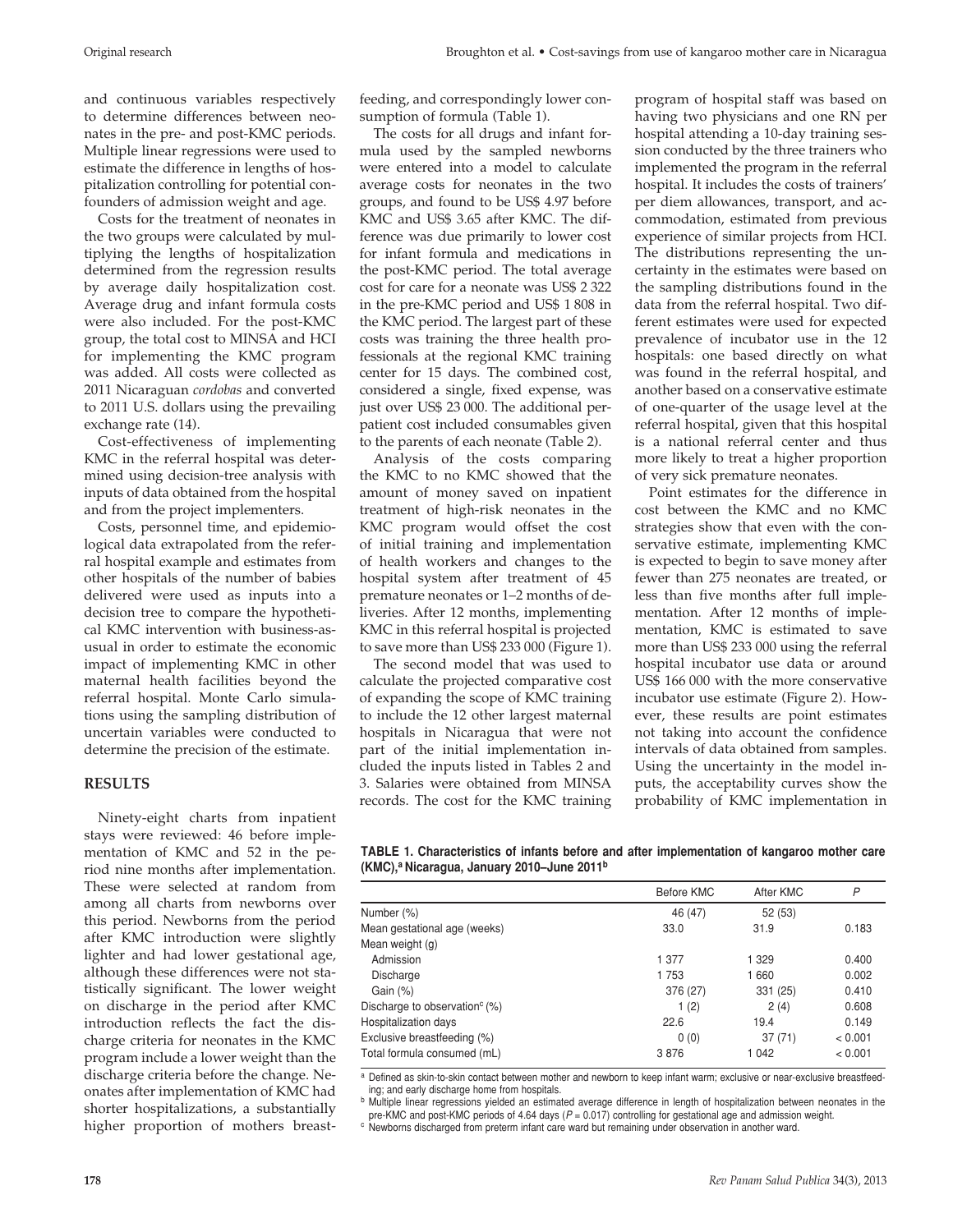and continuous variables respectively to determine differences between neonates in the pre- and post-KMC periods. Multiple linear regressions were used to estimate the difference in lengths of hospitalization controlling for potential confounders of admission weight and age.

Costs for the treatment of neonates in the two groups were calculated by multiplying the lengths of hospitalization determined from the regression results by average daily hospitalization cost. Average drug and infant formula costs were also included. For the post-KMC group, the total cost to MINSA and HCI for implementing the KMC program was added. All costs were collected as 2011 Nicaraguan *cordobas* and converted to 2011 U.S. dollars using the prevailing exchange rate (14).

Cost-effectiveness of implementing KMC in the referral hospital was determined using decision-tree analysis with inputs of data obtained from the hospital and from the project implementers.

Costs, personnel time, and epidemiological data extrapolated from the referral hospital example and estimates from other hospitals of the number of babies delivered were used as inputs into a decision tree to compare the hypothetical KMC intervention with business-as-usual in order to estimate the economic impact of implementing KMC in other maternal health facilities beyond the referral hospital. Monte Carlo simulations using the sampling distribution of uncertain variables were conducted to determine the precision of the estimate.

## RESULTS

Ninety-eight charts from inpatient stays were reviewed: 46 before implementation of KMC and 52 in the period nine months after implementation. These were selected at random from among all charts from newborns over this period. Newborns from the period after KMC introduction were slightly lighter and had lower gestational age, although these differences were not statistically significant. The lower weight on discharge in the period after KMC introduction reflects the fact the discharge criteria for neonates in the KMC program include a lower weight than the discharge criteria before the change. Neonates after implementation of KMC had shorter hospitalizations, a substantially higher proportion of mothers breastfeeding, and correspondingly lower consumption of formula (Table 1).

The costs for all drugs and infant formula used by the sampled newborns were entered into a model to calculate average costs for neonates in the two groups, and found to be US$ 4.97 before KMC and US$ 3.65 after KMC. The difference was due primarily to lower cost for infant formula and medications in the post-KMC period. The total average cost for care for a neonate was US$ 2 322 in the pre-KMC period and US$ 1 808 in the KMC period. The largest part of these costs was training the three health professionals at the regional KMC training center for 15 days. The combined cost, considered a single, fixed expense, was just over US$ 23 000. The additional per-patient cost included consumables given to the parents of each neonate (Table 2).

Analysis of the costs comparing the KMC to no KMC showed that the amount of money saved on inpatient treatment of high-risk neonates in the KMC program would offset the cost of initial training and implementation of health workers and changes to the hospital system after treatment of 45 premature neonates or 1–2 months of deliveries. After 12 months, implementing KMC in this referral hospital is projected to save more than US$ 233 000 (Figure 1).

The second model that was used to calculate the projected comparative cost of expanding the scope of KMC training to include the 12 other largest maternal hospitals in Nicaragua that were not part of the initial implementation included the inputs listed in Tables 2 and 3. Salaries were obtained from MINSA records. The cost for the KMC training program of hospital staff was based on having two physicians and one RN per hospital attending a 10-day training session conducted by the three trainers who implemented the program in the referral hospital. It includes the costs of trainers' per diem allowances, transport, and accommodation, estimated from previous experience of similar projects from HCI. The distributions representing the uncertainty in the estimates were based on the sampling distributions found in the data from the referral hospital. Two different estimates were used for expected prevalence of incubator use in the 12 hospitals: one based directly on what was found in the referral hospital, and another based on a conservative estimate of one-quarter of the usage level at the referral hospital, given that this hospital is a national referral center and thus more likely to treat a higher proportion of very sick premature neonates.

Point estimates for the difference in cost between the KMC and no KMC strategies show that even with the conservative estimate, implementing KMC is expected to begin to save money after fewer than 275 neonates are treated, or less than five months after full implementation. After 12 months of implementation, KMC is estimated to save more than US$ 233 000 using the referral hospital incubator use data or around US$ 166 000 with the more conservative incubator use estimate (Figure 2). However, these results are point estimates not taking into account the confidence intervals of data obtained from samples. Using the uncertainty in the model inputs, the acceptability curves show the probability of KMC implementation in

**TABLE 1. Characteristics of infants before and after implementation of kangaroo mother care (KMC),[a] Nicaragua, January 2010–June 2011[b]**

| | Before KMC | After KMC | *P* |
|---|---|---|---|
| Number (%) | 46 (47) | 52 (53) | |
| Mean gestational age (weeks) | 33.0 | 31.9 | 0.183 |
| Mean weight (g) | | | |
| Admission | 1 377 | 1 329 | 0.400 |
| Discharge | 1 753 | 1 660 | 0.002 |
| Gain (%) | 376 (27) | 331 (25) | 0.410 |
| Discharge to observation[c] (%) | 1 (2) | 2 (4) | 0.608 |
| Hospitalization days | 22.6 | 19.4 | 0.149 |
| Exclusive breastfeeding (%) | 0 (0) | 37 (71) | < 0.001 |
| Total formula consumed (mL) | 3 876 | 1 042 | < 0.001 |

[a] Defined as skin-to-skin contact between mother and newborn to keep infant warm; exclusive or near-exclusive breastfeeding; and early discharge home from hospitals.

[b] Multiple linear regressions yielded an estimated average difference in length of hospitalization between neonates in the pre-KMC and post-KMC periods of 4.64 days ($P = 0.017$) controlling for gestational age and admission weight.

[c] Newborns discharged from preterm infant care ward but remaining under observation in another ward.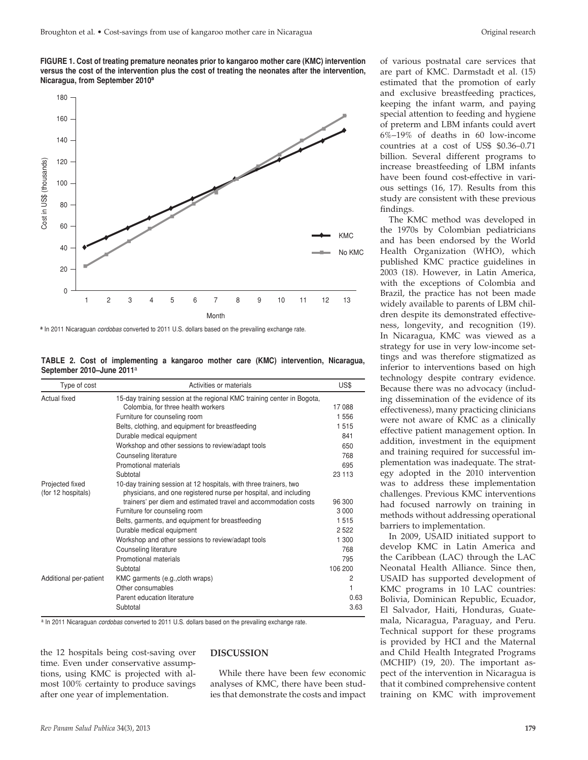**FIGURE 1. Cost of treating premature neonates prior to kangaroo mother care (KMC) intervention versus the cost of the intervention plus the cost of treating the neonates after the intervention, Nicaragua, from September 2010[a]**

[a] In 2011 Nicaraguan *cordobas* converted to 2011 U.S. dollars based on the prevailing exchange rate.

**TABLE 2. Cost of implementing a kangaroo mother care (KMC) intervention, Nicaragua, September 2010–June 2011**[a]

| Type of cost | Activities or materials | US$ |
|---|---|---|
| Actual fixed | 15-day training session at the regional KMC training center in Bogota, Colombia, for three health workers | 17 088 |
| | Furniture for counseling room | 1 556 |
| | Belts, clothing, and equipment for breastfeeding | 1 515 |
| | Durable medical equipment | 841 |
| | Workshop and other sessions to review/adapt tools | 650 |
| | Counseling literature | 768 |
| | Promotional materials | 695 |
| | Subtotal | 23 113 |
| Projected fixed (for 12 hospitals) | 10-day training session at 12 hospitals, with three trainers, two physicians, and one registered nurse per hospital, and including trainers' per diem and estimated travel and accommodation costs | 96 300 |
| | Furniture for counseling room | 3 000 |
| | Belts, garments, and equipment for breastfeeding | 1 515 |
| | Durable medical equipment | 2 522 |
| | Workshop and other sessions to review/adapt tools | 1 300 |
| | Counseling literature | 768 |
| | Promotional materials | 795 |
| | Subtotal | 106 200 |
| Additional per-patient | KMC garments (e.g.,cloth wraps) | 2 |
| | Other consumables | 1 |
| | Parent education literature | 0.63 |
| | Subtotal | 3.63 |

[a] In 2011 Nicaraguan *cordobas* converted to 2011 U.S. dollars based on the prevailing exchange rate.

the 12 hospitals being cost-saving over time. Even under conservative assumptions, using KMC is projected with almost 100% certainty to produce savings after one year of implementation.

## DISCUSSION

While there have been few economic analyses of KMC, there have been studies that demonstrate the costs and impact of various postnatal care services that are part of KMC. Darmstadt et al. (15) estimated that the promotion of early and exclusive breastfeeding practices, keeping the infant warm, and paying special attention to feeding and hygiene of preterm and LBM infants could avert 6%–19% of deaths in 60 low-income countries at a cost of US$ $0.36–0.71 billion. Several different programs to increase breastfeeding of LBM infants have been found cost-effective in various settings (16, 17). Results from this study are consistent with these previous findings.

The KMC method was developed in the 1970s by Colombian pediatricians and has been endorsed by the World Health Organization (WHO), which published KMC practice guidelines in 2003 (18). However, in Latin America, with the exceptions of Colombia and Brazil, the practice has not been made widely available to parents of LBM children despite its demonstrated effectiveness, longevity, and recognition (19). In Nicaragua, KMC was viewed as a strategy for use in very low-income settings and was therefore stigmatized as inferior to interventions based on high technology despite contrary evidence. Because there was no advocacy (including dissemination of the evidence of its effectiveness), many practicing clinicians were not aware of KMC as a clinically effective patient management option. In addition, investment in the equipment and training required for successful implementation was inadequate. The strategy adopted in the 2010 intervention was to address these implementation challenges. Previous KMC interventions had focused narrowly on training in methods without addressing operational barriers to implementation.

In 2009, USAID initiated support to develop KMC in Latin America and the Caribbean (LAC) through the LAC Neonatal Health Alliance. Since then, USAID has supported development of KMC programs in 10 LAC countries: Bolivia, Dominican Republic, Ecuador, El Salvador, Haiti, Honduras, Guatemala, Nicaragua, Paraguay, and Peru. Technical support for these programs is provided by HCI and the Maternal and Child Health Integrated Programs (MCHIP) (19, 20). The important aspect of the intervention in Nicaragua is that it combined comprehensive content training on KMC with improvement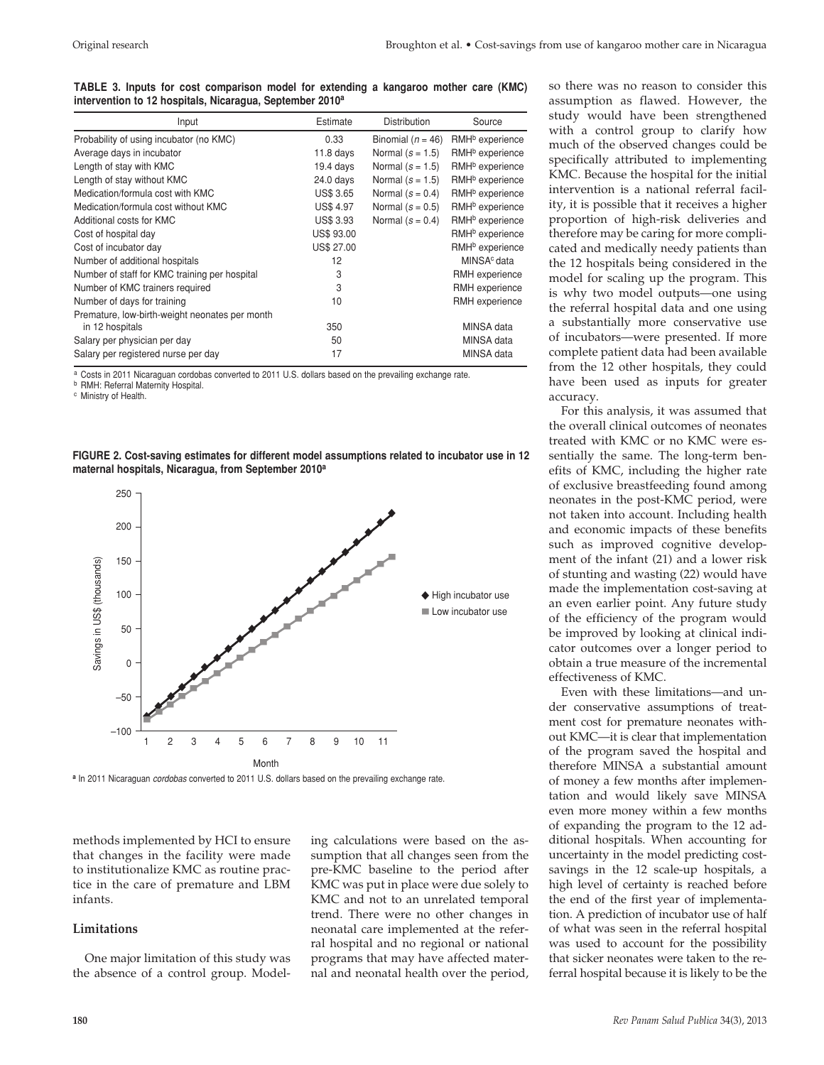**TABLE 3. Inputs for cost comparison model for extending a kangaroo mother care (KMC) intervention to 12 hospitals, Nicaragua, September 2010[a]**

| Input | Estimate | Distribution | Source |
|---|---|---|---|
| Probability of using incubator (no KMC) | 0.33 | Binomial ($n = 46$) | RMH[b] experience |
| Average days in incubator | 11.8 days | Normal ($s = 1.5$) | RMH[b] experience |
| Length of stay with KMC | 19.4 days | Normal ($s = 1.5$) | RMH[b] experience |
| Length of stay without KMC | 24.0 days | Normal ($s = 1.5$) | RMH[b] experience |
| Medication/formula cost with KMC | US$ 3.65 | Normal ($s = 0.4$) | RMH[b] experience |
| Medication/formula cost without KMC | US$ 4.97 | Normal ($s = 0.5$) | RMH[b] experience |
| Additional costs for KMC | US$ 3.93 | Normal ($s = 0.4$) | RMH[b] experience |
| Cost of hospital day | US$ 93.00 | | RMH[b] experience |
| Cost of incubator day | US$ 27.00 | | RMH[b] experience |
| Number of additional hospitals | 12 | | MINSA[c] data |
| Number of staff for KMC training per hospital | 3 | | RMH experience |
| Number of KMC trainers required | 3 | | RMH experience |
| Number of days for training | 10 | | RMH experience |
| Premature, low-birth-weight neonates per month in 12 hospitals | 350 | | MINSA data |
| Salary per physician per day | 50 | | MINSA data |
| Salary per registered nurse per day | 17 | | MINSA data |

[a] Costs in 2011 Nicaraguan cordobas converted to 2011 U.S. dollars based on the prevailing exchange rate.
[b] RMH: Referral Maternity Hospital.
[c] Ministry of Health.

**FIGURE 2. Cost-saving estimates for different model assumptions related to incubator use in 12 maternal hospitals, Nicaragua, from September 2010[a]**

[a] In 2011 Nicaraguan *cordobas* converted to 2011 U.S. dollars based on the prevailing exchange rate.

methods implemented by HCI to ensure that changes in the facility were made to institutionalize KMC as routine practice in the care of premature and LBM infants.

### Limitations

One major limitation of this study was the absence of a control group. Modeling calculations were based on the assumption that all changes seen from the pre-KMC baseline to the period after KMC was put in place were due solely to KMC and not to an unrelated temporal trend. There were no other changes in neonatal care implemented at the referral hospital and no regional or national programs that may have affected maternal and neonatal health over the period, so there was no reason to consider this assumption as flawed. However, the study would have been strengthened with a control group to clarify how much of the observed changes could be specifically attributed to implementing KMC. Because the hospital for the initial intervention is a national referral facility, it is possible that it receives a higher proportion of high-risk deliveries and therefore may be caring for more complicated and medically needy patients than the 12 hospitals being considered in the model for scaling up the program. This is why two model outputs—one using the referral hospital data and one using a substantially more conservative use of incubators—were presented. If more complete patient data had been available from the 12 other hospitals, they could have been used as inputs for greater accuracy.

For this analysis, it was assumed that the overall clinical outcomes of neonates treated with KMC or no KMC were essentially the same. The long-term benefits of KMC, including the higher rate of exclusive breastfeeding found among neonates in the post-KMC period, were not taken into account. Including health and economic impacts of these benefits such as improved cognitive development of the infant (21) and a lower risk of stunting and wasting (22) would have made the implementation cost-saving at an even earlier point. Any future study of the efficiency of the program would be improved by looking at clinical indicator outcomes over a longer period to obtain a true measure of the incremental effectiveness of KMC.

Even with these limitations—and under conservative assumptions of treatment cost for premature neonates without KMC—it is clear that implementation of the program saved the hospital and therefore MINSA a substantial amount of money a few months after implementation and would likely save MINSA even more money within a few months of expanding the program to the 12 additional hospitals. When accounting for uncertainty in the model predicting cost-savings in the 12 scale-up hospitals, a high level of certainty is reached before the end of the first year of implementation. A prediction of incubator use of half of what was seen in the referral hospital was used to account for the possibility that sicker neonates were taken to the referral hospital because it is likely to be the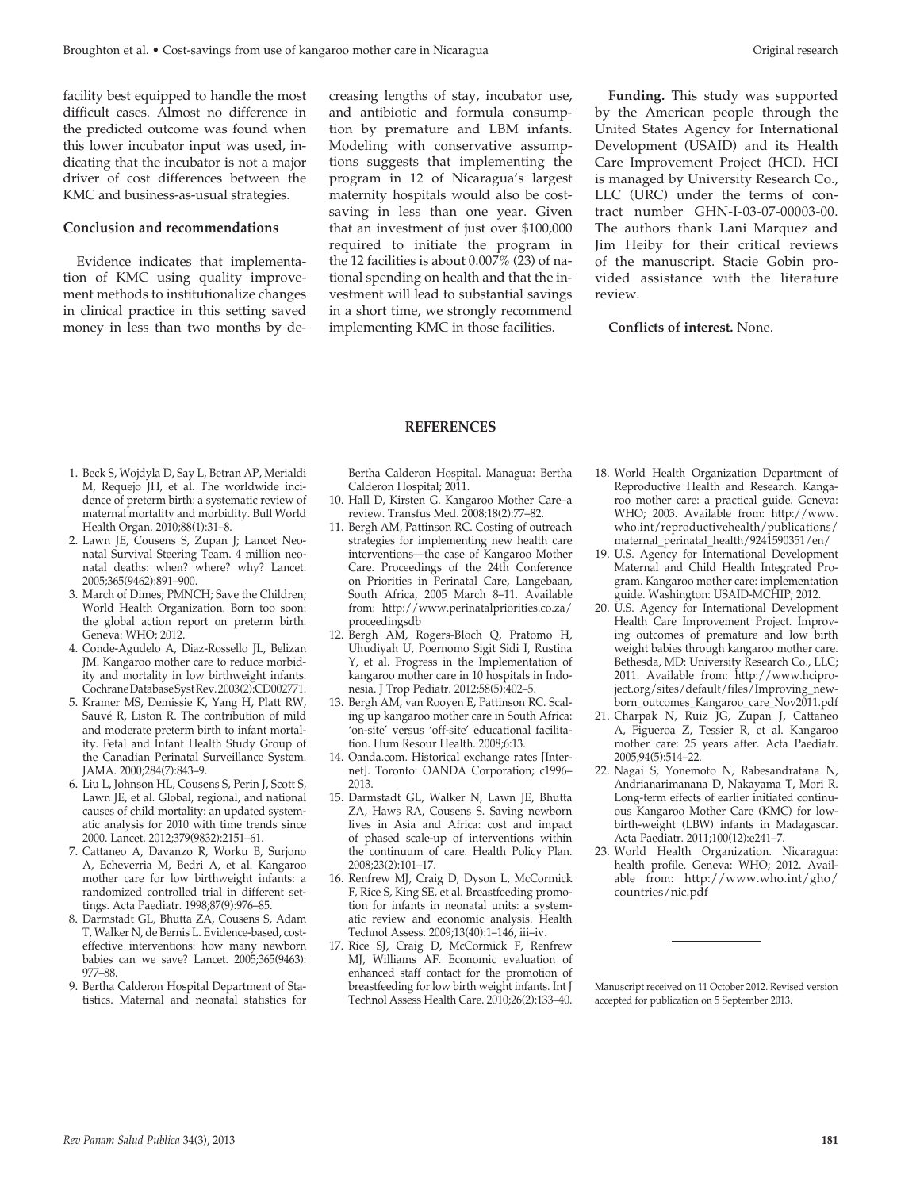facility best equipped to handle the most difficult cases. Almost no difference in the predicted outcome was found when this lower incubator input was used, indicating that the incubator is not a major driver of cost differences between the KMC and business-as-usual strategies.

### Conclusion and recommendations

Evidence indicates that implementation of KMC using quality improvement methods to institutionalize changes in clinical practice in this setting saved money in less than two months by decreasing lengths of stay, incubator use, and antibiotic and formula consumption by premature and LBM infants. Modeling with conservative assumptions suggests that implementing the program in 12 of Nicaragua's largest maternity hospitals would also be cost-saving in less than one year. Given that an investment of just over $100,000 required to initiate the program in the 12 facilities is about 0.007% (23) of national spending on health and that the investment will lead to substantial savings in a short time, we strongly recommend implementing KMC in those facilities.

**Funding.** This study was supported by the American people through the United States Agency for International Development (USAID) and its Health Care Improvement Project (HCI). HCI is managed by University Research Co., LLC (URC) under the terms of contract number GHN-I-03-07-00003-00. The authors thank Lani Marquez and Jim Heiby for their critical reviews of the manuscript. Stacie Gobin provided assistance with the literature review.

**Conflicts of interest.** None.

## REFERENCES

1. Beck S, Wojdyla D, Say L, Betran AP, Merialdi M, Requejo JH, et al. The worldwide incidence of preterm birth: a systematic review of maternal mortality and morbidity. Bull World Health Organ. 2010;88(1):31–8.
2. Lawn JE, Cousens S, Zupan J; Lancet Neonatal Survival Steering Team. 4 million neonatal deaths: when? where? why? Lancet. 2005;365(9462):891–900.
3. March of Dimes; PMNCH; Save the Children; World Health Organization. Born too soon: the global action report on preterm birth. Geneva: WHO; 2012.
4. Conde-Agudelo A, Diaz-Rossello JL, Belizan JM. Kangaroo mother care to reduce morbidity and mortality in low birthweight infants. Cochrane Database Syst Rev. 2003(2):CD002771.
5. Kramer MS, Demissie K, Yang H, Platt RW, Sauvé R, Liston R. The contribution of mild and moderate preterm birth to infant mortality. Fetal and Infant Health Study Group of the Canadian Perinatal Surveillance System. JAMA. 2000;284(7):843–9.
6. Liu L, Johnson HL, Cousens S, Perin J, Scott S, Lawn JE, et al. Global, regional, and national causes of child mortality: an updated systematic analysis for 2010 with time trends since 2000. Lancet. 2012;379(9832):2151–61.
7. Cattaneo A, Davanzo R, Worku B, Surjono A, Echeverria M, Bedri A, et al. Kangaroo mother care for low birthweight infants: a randomized controlled trial in different settings. Acta Paediatr. 1998;87(9):976–85.
8. Darmstadt GL, Bhutta ZA, Cousens S, Adam T, Walker N, de Bernis L. Evidence-based, cost-effective interventions: how many newborn babies can we save? Lancet. 2005;365(9463):977–88.
9. Bertha Calderon Hospital Department of Statistics. Maternal and neonatal statistics for Bertha Calderon Hospital. Managua: Bertha Calderon Hospital; 2011.
10. Hall D, Kirsten G. Kangaroo Mother Care–a review. Transfus Med. 2008;18(2):77–82.
11. Bergh AM, Pattinson RC. Costing of outreach strategies for implementing new health care interventions—the case of Kangaroo Mother Care. Proceedings of the 24th Conference on Priorities in Perinatal Care, Langebaan, South Africa, 2005 March 8–11. Available from: http://www.perinatalpriorities.co.za/proceedingsdb
12. Bergh AM, Rogers-Bloch Q, Pratomo H, Uhudiyah U, Poernomo Sigit Sidi I, Rustina Y, et al. Progress in the Implementation of kangaroo mother care in 10 hospitals in Indonesia. J Trop Pediatr. 2012;58(5):402–5.
13. Bergh AM, van Rooyen E, Pattinson RC. Scaling up kangaroo mother care in South Africa: 'on-site' versus 'off-site' educational facilitation. Hum Resour Health. 2008;6:13.
14. Oanda.com. Historical exchange rates [Internet]. Toronto: OANDA Corporation; c1996–2013.
15. Darmstadt GL, Walker N, Lawn JE, Bhutta ZA, Haws RA, Cousens S. Saving newborn lives in Asia and Africa: cost and impact of phased scale-up of interventions within the continuum of care. Health Policy Plan. 2008;23(2):101–17.
16. Renfrew MJ, Craig D, Dyson L, McCormick F, Rice S, King SE, et al. Breastfeeding promotion for infants in neonatal units: a systematic review and economic analysis. Health Technol Assess. 2009;13(40):1–146, iii–iv.
17. Rice SJ, Craig D, McCormick F, Renfrew MJ, Williams AF. Economic evaluation of enhanced staff contact for the promotion of breastfeeding for low birth weight infants. Int J Technol Assess Health Care. 2010;26(2):133–40.
18. World Health Organization Department of Reproductive Health and Research. Kangaroo mother care: a practical guide. Geneva: WHO; 2003. Available from: http://www.who.int/reproductivehealth/publications/maternal_perinatal_health/9241590351/en/
19. U.S. Agency for International Development Maternal and Child Health Integrated Program. Kangaroo mother care: implementation guide. Washington: USAID-MCHIP; 2012.
20. U.S. Agency for International Development Health Care Improvement Project. Improving outcomes of premature and low birth weight babies through kangaroo mother care. Bethesda, MD: University Research Co., LLC; 2011. Available from: http://www.hciproject.org/sites/default/files/Improving_newborn_outcomes_Kangaroo_care_Nov2011.pdf
21. Charpak N, Ruiz JG, Zupan J, Cattaneo A, Figueroa Z, Tessier R, et al. Kangaroo mother care: 25 years after. Acta Paediatr. 2005;94(5):514–22.
22. Nagai S, Yonemoto N, Rabesandratana N, Andrianarimanana D, Nakayama T, Mori R. Long-term effects of earlier initiated continuous Kangaroo Mother Care (KMC) for low-birth-weight (LBW) infants in Madagascar. Acta Paediatr. 2011;100(12):e241–7.
23. World Health Organization. Nicaragua: health profile. Geneva: WHO; 2012. Available from: http://www.who.int/gho/countries/nic.pdf

Manuscript received on 11 October 2012. Revised version accepted for publication on 5 September 2013.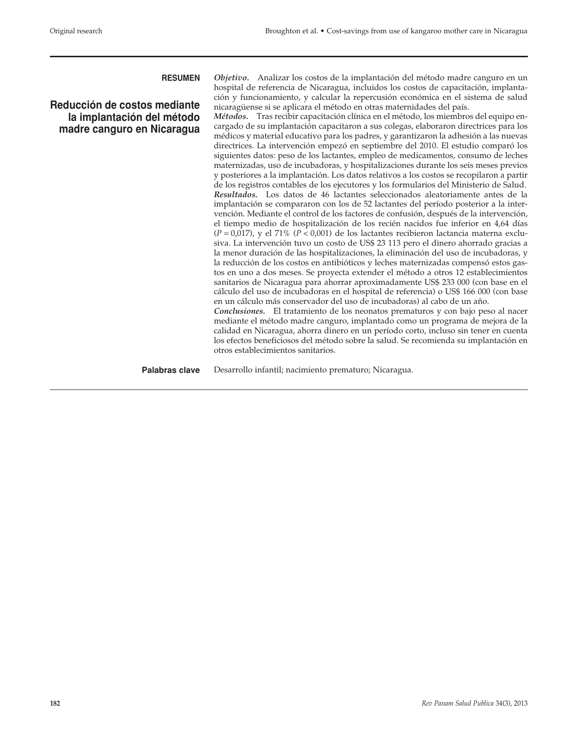**RESUMEN**

## Reducción de costos mediante la implantación del método madre canguro en Nicaragua

*Objetivo.* Analizar los costos de la implantación del método madre canguro en un hospital de referencia de Nicaragua, incluidos los costos de capacitación, implantación y funcionamiento, y calcular la repercusión económica en el sistema de salud nicaragüense si se aplicara el método en otras maternidades del país.

*Métodos.* Tras recibir capacitación clínica en el método, los miembros del equipo encargado de su implantación capacitaron a sus colegas, elaboraron directrices para los médicos y material educativo para los padres, y garantizaron la adhesión a las nuevas directrices. La intervención empezó en septiembre del 2010. El estudio comparó los siguientes datos: peso de los lactantes, empleo de medicamentos, consumo de leches maternizadas, uso de incubadoras, y hospitalizaciones durante los seis meses previos y posteriores a la implantación. Los datos relativos a los costos se recopilaron a partir de los registros contables de los ejecutores y los formularios del Ministerio de Salud.

*Resultados.* Los datos de 46 lactantes seleccionados aleatoriamente antes de la implantación se compararon con los de 52 lactantes del período posterior a la intervención. Mediante el control de los factores de confusión, después de la intervención, el tiempo medio de hospitalización de los recién nacidos fue inferior en 4,64 días ($P = 0{,}017$), y el 71% ($P < 0{,}001$) de los lactantes recibieron lactancia materna exclusiva. La intervención tuvo un costo de US$ 23 113 pero el dinero ahorrado gracias a la menor duración de las hospitalizaciones, la eliminación del uso de incubadoras, y la reducción de los costos en antibióticos y leches maternizadas compensó estos gastos en uno a dos meses. Se proyecta extender el método a otros 12 establecimientos sanitarios de Nicaragua para ahorrar aproximadamente US$ 233 000 (con base en el cálculo del uso de incubadoras en el hospital de referencia) o US$ 166 000 (con base en un cálculo más conservador del uso de incubadoras) al cabo de un año.

*Conclusiones.* El tratamiento de los neonatos prematuros y con bajo peso al nacer mediante el método madre canguro, implantado como un programa de mejora de la calidad en Nicaragua, ahorra dinero en un período corto, incluso sin tener en cuenta los efectos beneficiosos del método sobre la salud. Se recomienda su implantación en otros establecimientos sanitarios.

**Palabras clave** Desarrollo infantil; nacimiento prematuro; Nicaragua.